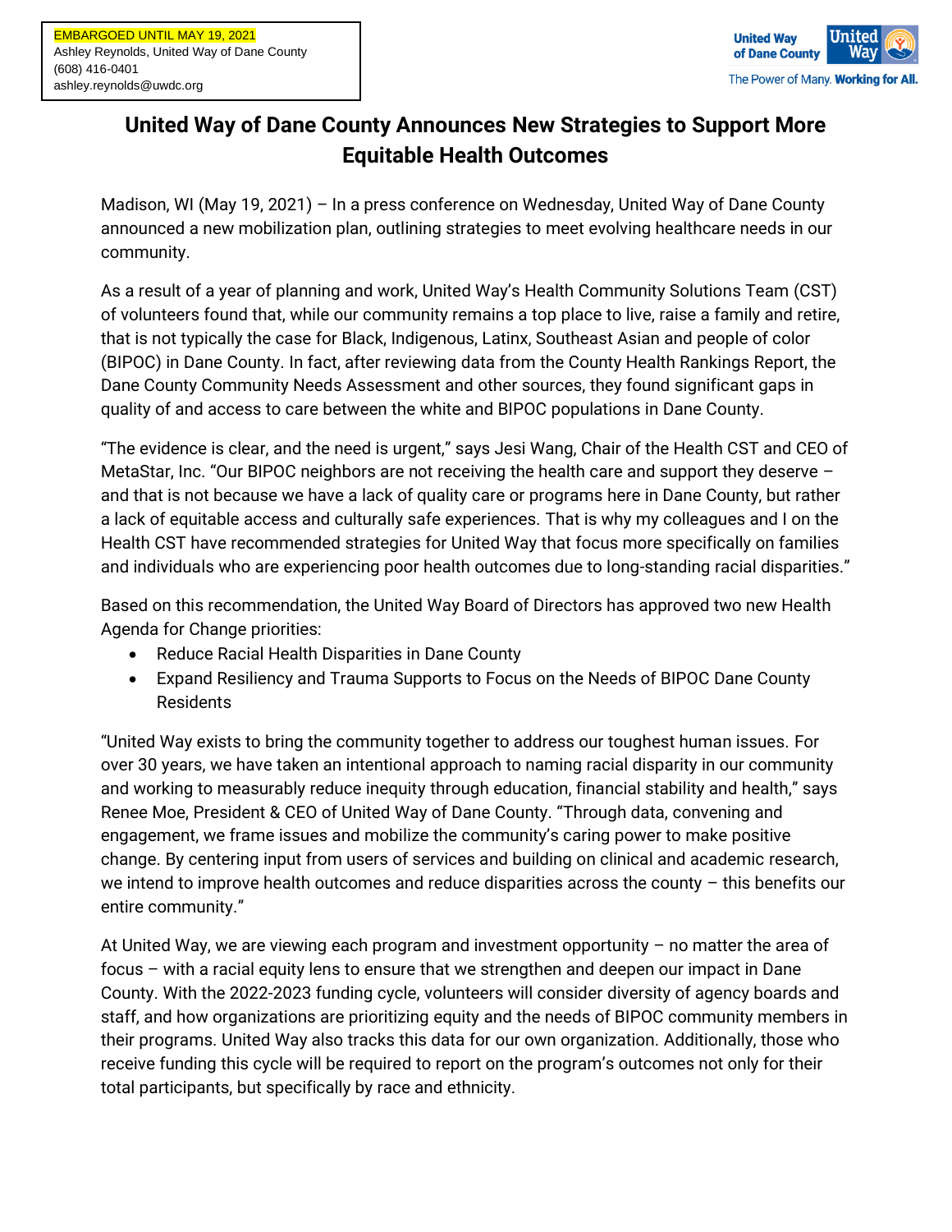EMBARGOED UNTIL MAY 19, 2021
Ashley Reynolds, United Way of Dane County
(608) 416-0401
ashley.reynolds@uwdc.org

United Way of Dane County
The Power of Many. **Working for All.**

# United Way of Dane County Announces New Strategies to Support More Equitable Health Outcomes

Madison, WI (May 19, 2021) – In a press conference on Wednesday, United Way of Dane County announced a new mobilization plan, outlining strategies to meet evolving healthcare needs in our community.

As a result of a year of planning and work, United Way's Health Community Solutions Team (CST) of volunteers found that, while our community remains a top place to live, raise a family and retire, that is not typically the case for Black, Indigenous, Latinx, Southeast Asian and people of color (BIPOC) in Dane County. In fact, after reviewing data from the County Health Rankings Report, the Dane County Community Needs Assessment and other sources, they found significant gaps in quality of and access to care between the white and BIPOC populations in Dane County.

"The evidence is clear, and the need is urgent," says Jesi Wang, Chair of the Health CST and CEO of MetaStar, Inc. "Our BIPOC neighbors are not receiving the health care and support they deserve – and that is not because we have a lack of quality care or programs here in Dane County, but rather a lack of equitable access and culturally safe experiences. That is why my colleagues and I on the Health CST have recommended strategies for United Way that focus more specifically on families and individuals who are experiencing poor health outcomes due to long-standing racial disparities."

Based on this recommendation, the United Way Board of Directors has approved two new Health Agenda for Change priorities:

- Reduce Racial Health Disparities in Dane County
- Expand Resiliency and Trauma Supports to Focus on the Needs of BIPOC Dane County Residents

"United Way exists to bring the community together to address our toughest human issues. For over 30 years, we have taken an intentional approach to naming racial disparity in our community and working to measurably reduce inequity through education, financial stability and health," says Renee Moe, President & CEO of United Way of Dane County. "Through data, convening and engagement, we frame issues and mobilize the community's caring power to make positive change. By centering input from users of services and building on clinical and academic research, we intend to improve health outcomes and reduce disparities across the county – this benefits our entire community."

At United Way, we are viewing each program and investment opportunity – no matter the area of focus – with a racial equity lens to ensure that we strengthen and deepen our impact in Dane County. With the 2022-2023 funding cycle, volunteers will consider diversity of agency boards and staff, and how organizations are prioritizing equity and the needs of BIPOC community members in their programs. United Way also tracks this data for our own organization. Additionally, those who receive funding this cycle will be required to report on the program's outcomes not only for their total participants, but specifically by race and ethnicity.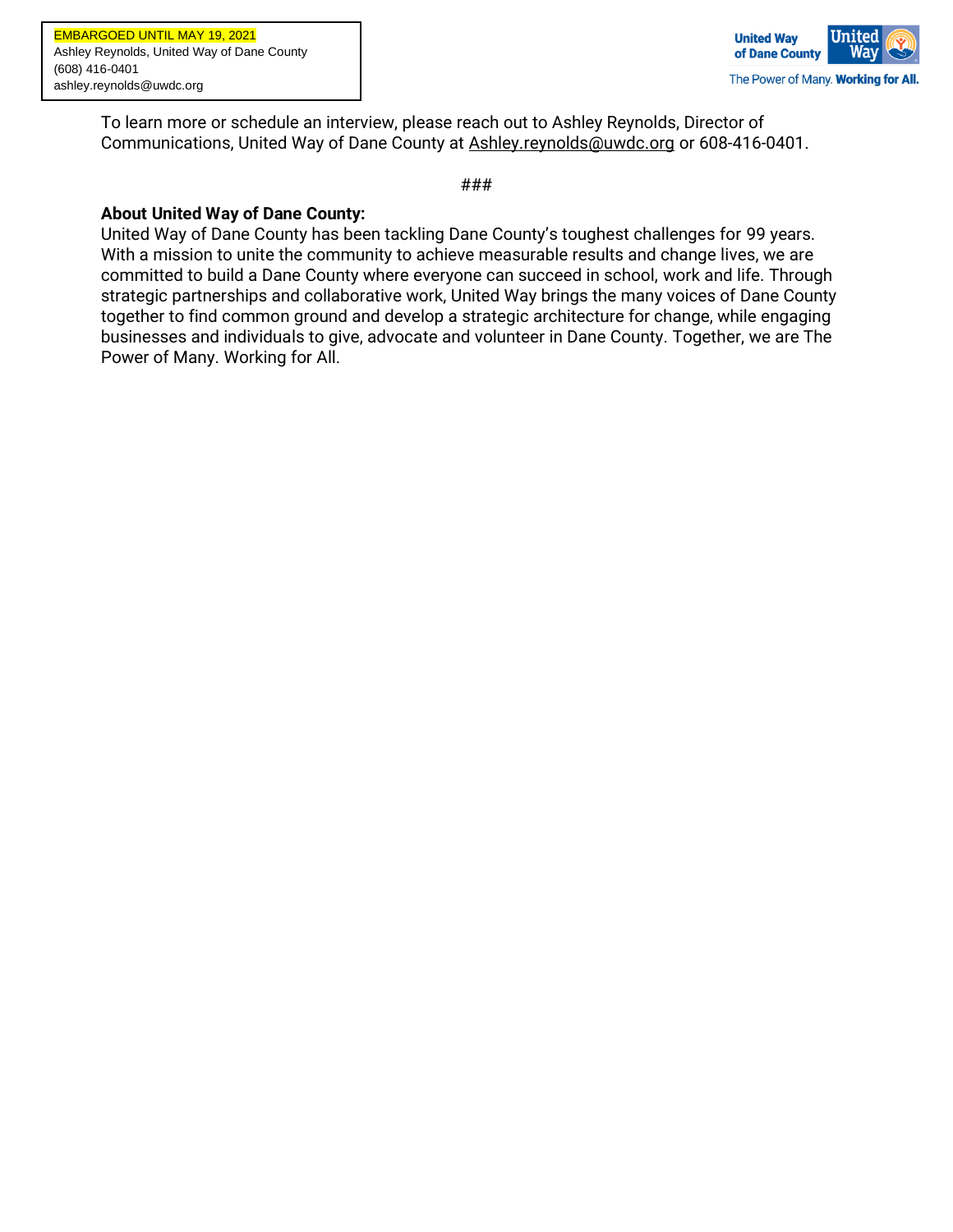EMBARGOED UNTIL MAY 19, 2021
Ashley Reynolds, United Way of Dane County
(608) 416-0401
ashley.reynolds@uwdc.org

United Way of Dane County
The Power of Many. **Working for All.**

To learn more or schedule an interview, please reach out to Ashley Reynolds, Director of Communications, United Way of Dane County at Ashley.reynolds@uwdc.org or 608-416-0401.

###

**About United Way of Dane County:**
United Way of Dane County has been tackling Dane County's toughest challenges for 99 years. With a mission to unite the community to achieve measurable results and change lives, we are committed to build a Dane County where everyone can succeed in school, work and life. Through strategic partnerships and collaborative work, United Way brings the many voices of Dane County together to find common ground and develop a strategic architecture for change, while engaging businesses and individuals to give, advocate and volunteer in Dane County. Together, we are The Power of Many. Working for All.